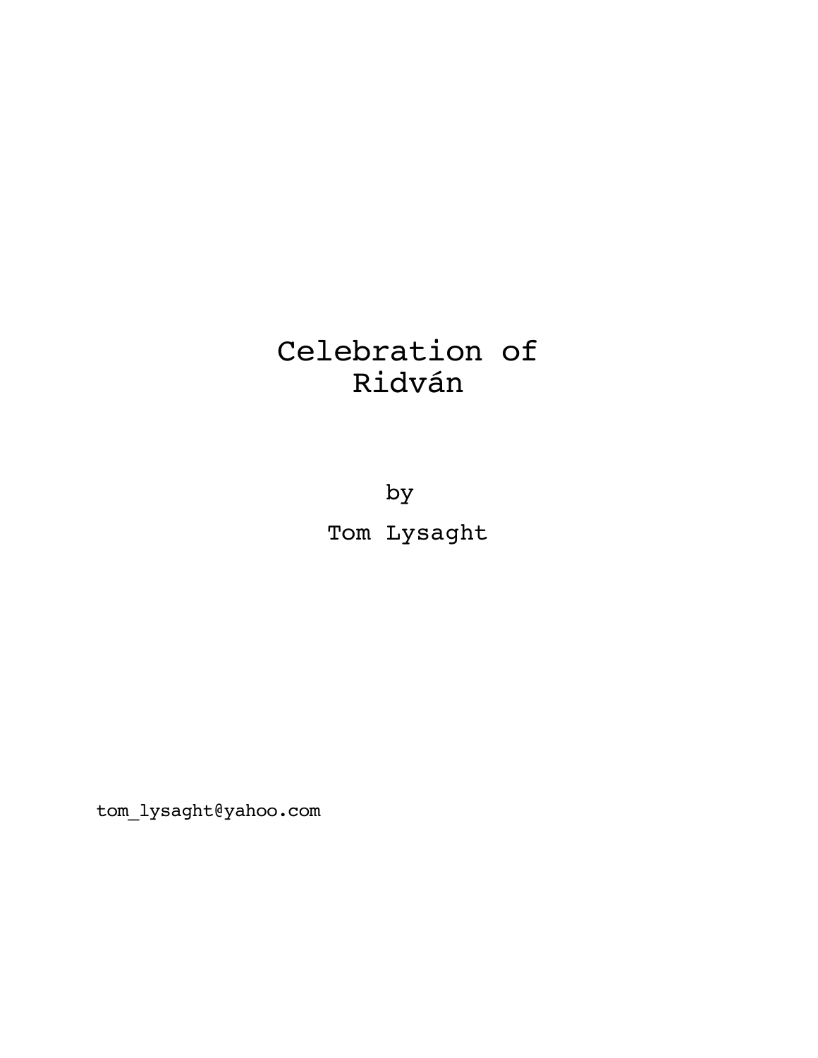# Celebration of Ridván

by

Tom Lysaght

tom_lysaght@yahoo.com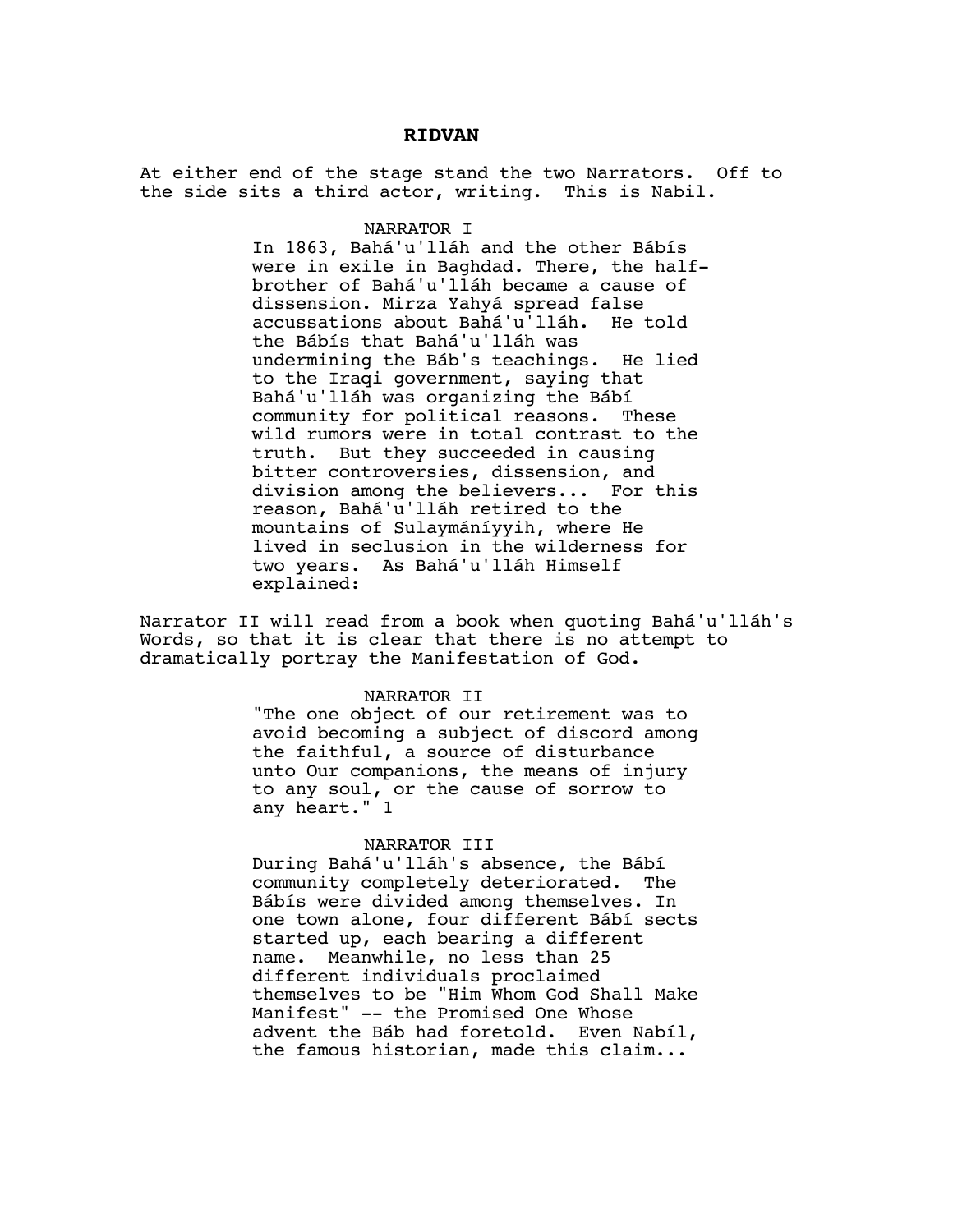# RIDVAN

At either end of the stage stand the two Narrators. Off to the side sits a third actor, writing. This is Nabil.

NARRATOR I

In 1863, Bahá'u'lláh and the other Bábís were in exile in Baghdad. There, the half-brother of Bahá'u'lláh became a cause of dissension. Mirza Yahyá spread false accussations about Bahá'u'lláh. He told the Bábís that Bahá'u'lláh was undermining the Báb's teachings. He lied to the Iraqi government, saying that Bahá'u'lláh was organizing the Bábí community for political reasons. These wild rumors were in total contrast to the truth. But they succeeded in causing bitter controversies, dissension, and division among the believers... For this reason, Bahá'u'lláh retired to the mountains of Sulaymáníyyih, where He lived in seclusion in the wilderness for two years. As Bahá'u'lláh Himself explained:

Narrator II will read from a book when quoting Bahá'u'lláh's Words, so that it is clear that there is no attempt to dramatically portray the Manifestation of God.

NARRATOR II

"The one object of our retirement was to avoid becoming a subject of discord among the faithful, a source of disturbance unto Our companions, the means of injury to any soul, or the cause of sorrow to any heart." 1

NARRATOR III

During Bahá'u'lláh's absence, the Bábí community completely deteriorated. The Bábís were divided among themselves. In one town alone, four different Bábí sects started up, each bearing a different name. Meanwhile, no less than 25 different individuals proclaimed themselves to be "Him Whom God Shall Make Manifest" -- the Promised One Whose advent the Báb had foretold. Even Nabíl, the famous historian, made this claim...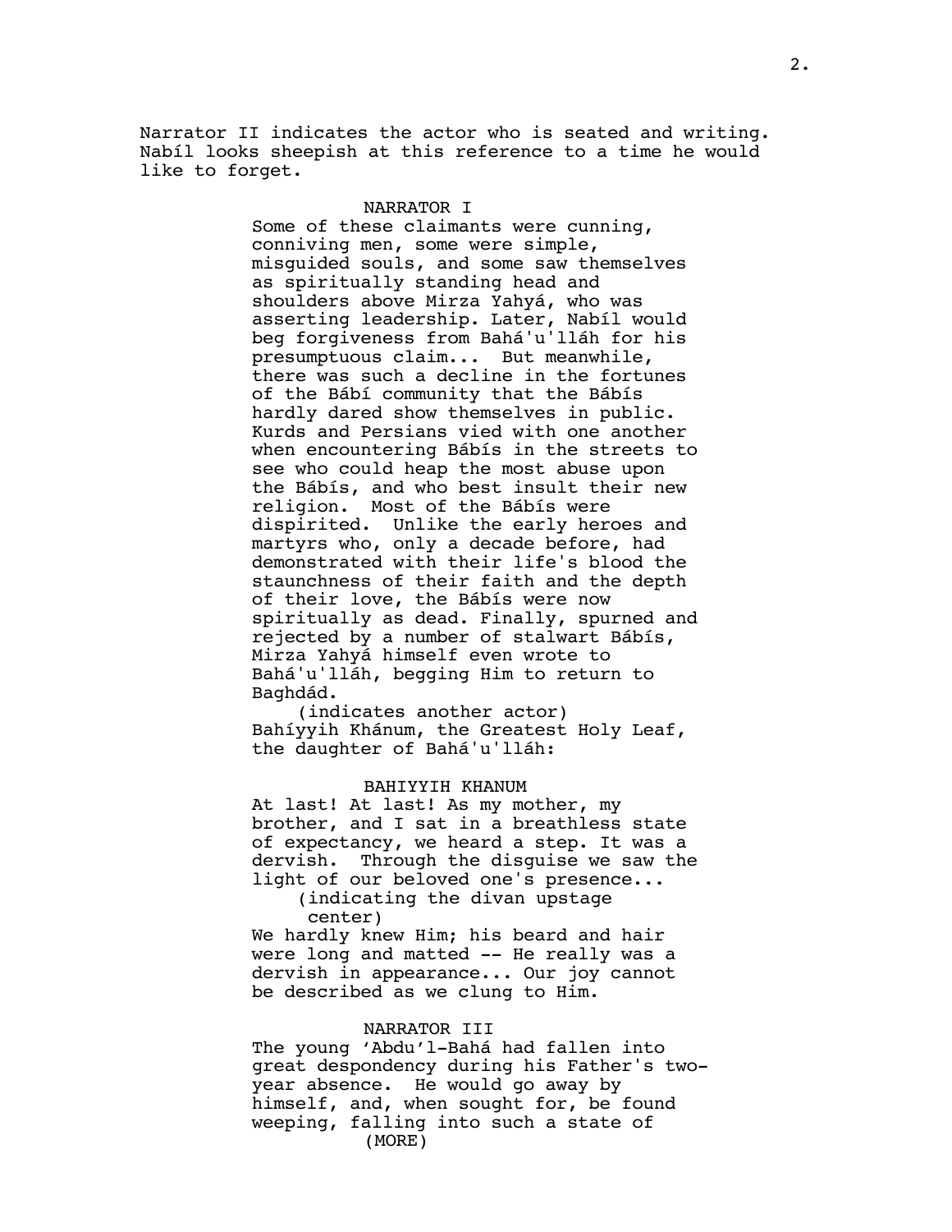Narrator II indicates the actor who is seated and writing. Nabíl looks sheepish at this reference to a time he would like to forget.

NARRATOR I

Some of these claimants were cunning, conniving men, some were simple, misguided souls, and some saw themselves as spiritually standing head and shoulders above Mirza Yahyá, who was asserting leadership. Later, Nabíl would beg forgiveness from Bahá'u'lláh for his presumptuous claim... But meanwhile, there was such a decline in the fortunes of the Bábí community that the Bábís hardly dared show themselves in public. Kurds and Persians vied with one another when encountering Bábís in the streets to see who could heap the most abuse upon the Bábís, and who best insult their new religion. Most of the Bábís were dispirited. Unlike the early heroes and martyrs who, only a decade before, had demonstrated with their life's blood the staunchness of their faith and the depth of their love, the Bábís were now spiritually as dead. Finally, spurned and rejected by a number of stalwart Bábís, Mirza Yahyá himself even wrote to Bahá'u'lláh, begging Him to return to Baghdád.

(indicates another actor)

Bahíyyih Khánum, the Greatest Holy Leaf, the daughter of Bahá'u'lláh:

BAHIYYIH KHANUM

At last! At last! As my mother, my brother, and I sat in a breathless state of expectancy, we heard a step. It was a dervish. Through the disguise we saw the light of our beloved one's presence...

(indicating the divan upstage center)

We hardly knew Him; his beard and hair were long and matted -- He really was a dervish in appearance... Our joy cannot be described as we clung to Him.

NARRATOR III

The young 'Abdu'l-Bahá had fallen into great despondency during his Father's two-year absence. He would go away by himself, and, when sought for, be found weeping, falling into such a state of

(MORE)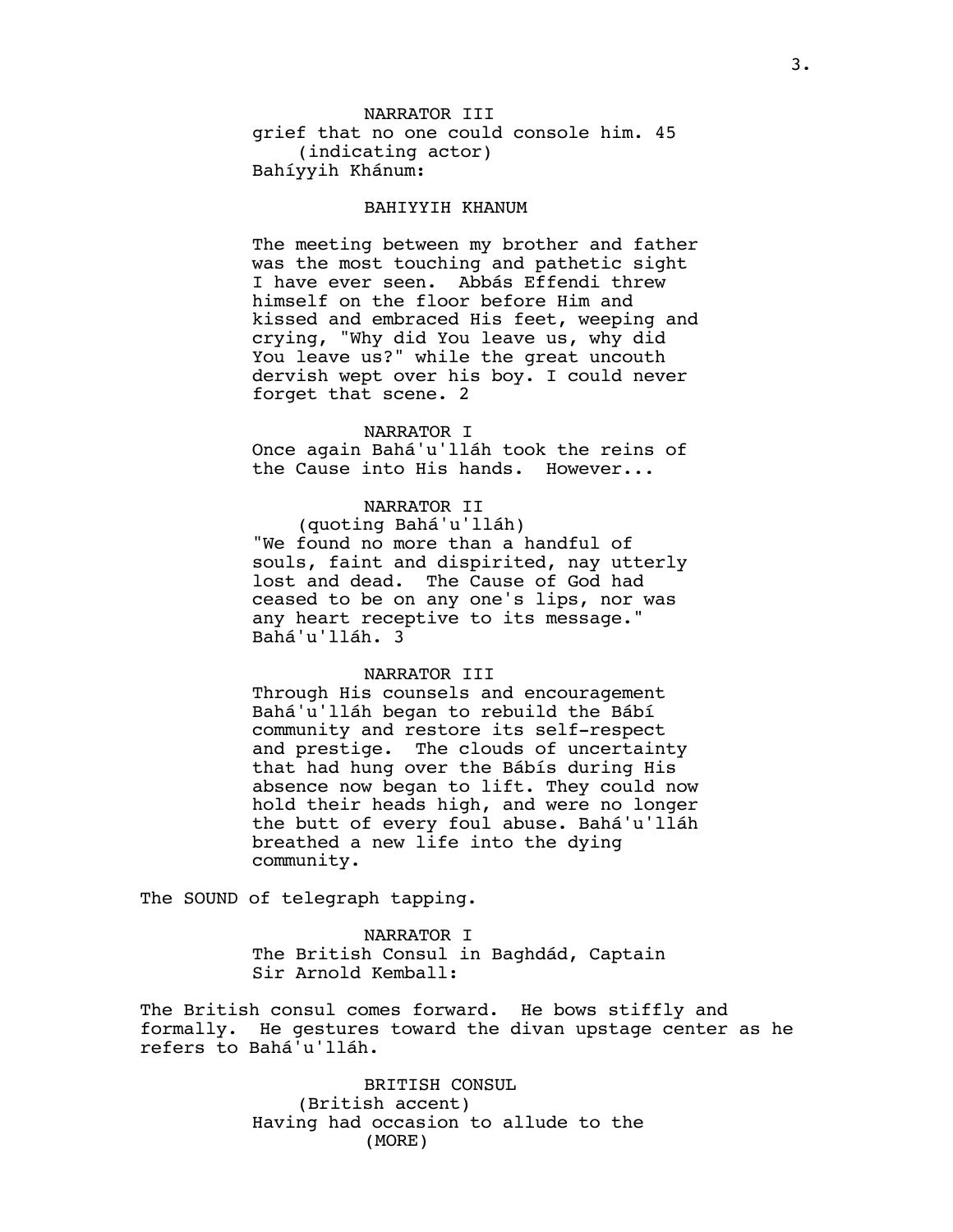NARRATOR III

grief that no one could console him. 45

(indicating actor)

Bahíyyih Khánum:

BAHIYYIH KHANUM

The meeting between my brother and father was the most touching and pathetic sight I have ever seen. Abbás Effendi threw himself on the floor before Him and kissed and embraced His feet, weeping and crying, "Why did You leave us, why did You leave us?" while the great uncouth dervish wept over his boy. I could never forget that scene. 2

NARRATOR I

Once again Bahá'u'lláh took the reins of the Cause into His hands. However...

NARRATOR II

(quoting Bahá'u'lláh)

"We found no more than a handful of souls, faint and dispirited, nay utterly lost and dead. The Cause of God had ceased to be on any one's lips, nor was any heart receptive to its message." Bahá'u'lláh. 3

NARRATOR III

Through His counsels and encouragement Bahá'u'lláh began to rebuild the Bábí community and restore its self-respect and prestige. The clouds of uncertainty that had hung over the Bábís during His absence now began to lift. They could now hold their heads high, and were no longer the butt of every foul abuse. Bahá'u'lláh breathed a new life into the dying community.

The SOUND of telegraph tapping.

NARRATOR I

The British Consul in Baghdád, Captain Sir Arnold Kemball:

The British consul comes forward. He bows stiffly and formally. He gestures toward the divan upstage center as he refers to Bahá'u'lláh.

BRITISH CONSUL

(British accent)

Having had occasion to allude to the

(MORE)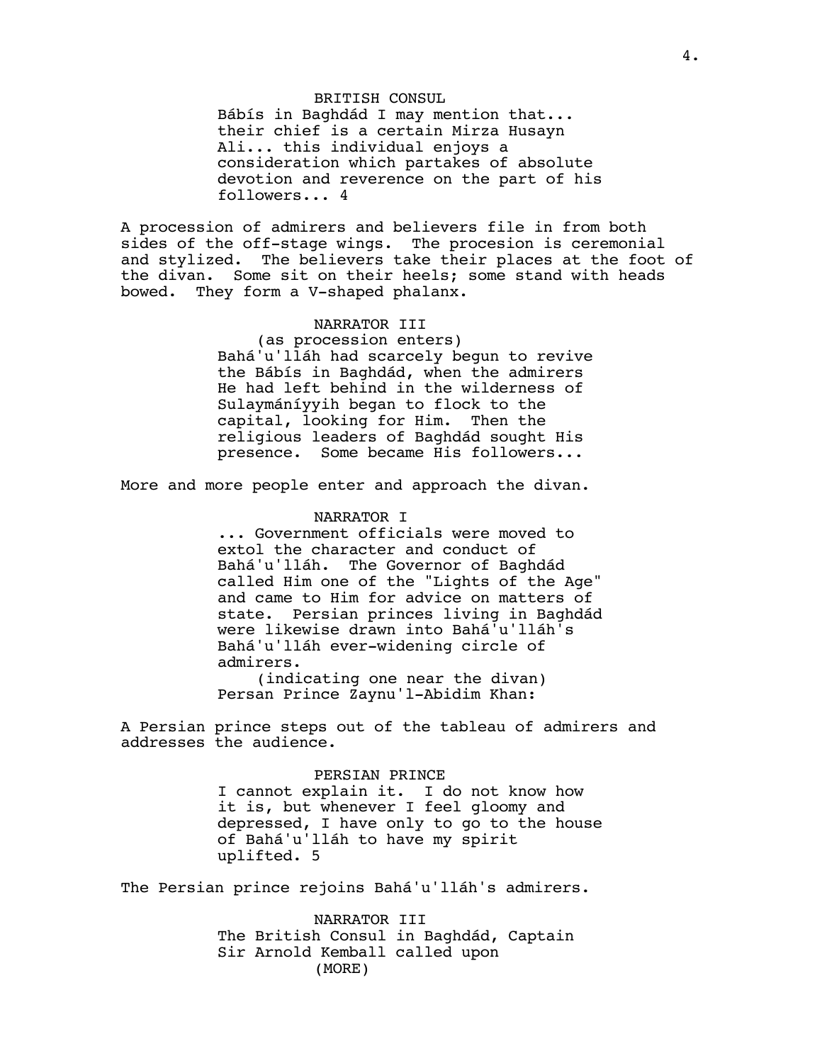BRITISH CONSUL

Bábís in Baghdád I may mention that... their chief is a certain Mirza Husayn Ali... this individual enjoys a consideration which partakes of absolute devotion and reverence on the part of his followers... 4

A procession of admirers and believers file in from both sides of the off-stage wings. The procesion is ceremonial and stylized. The believers take their places at the foot of the divan. Some sit on their heels; some stand with heads bowed. They form a V-shaped phalanx.

NARRATOR III

(as procession enters)

Bahá'u'lláh had scarcely begun to revive the Bábís in Baghdád, when the admirers He had left behind in the wilderness of Sulaymáníyyih began to flock to the capital, looking for Him. Then the religious leaders of Baghdád sought His presence. Some became His followers...

More and more people enter and approach the divan.

NARRATOR I

... Government officials were moved to extol the character and conduct of Bahá'u'lláh. The Governor of Baghdád called Him one of the "Lights of the Age" and came to Him for advice on matters of state. Persian princes living in Baghdád were likewise drawn into Bahá'u'lláh's Bahá'u'lláh ever-widening circle of admirers.

(indicating one near the divan)

Persan Prince Zaynu'l-Abidim Khan:

A Persian prince steps out of the tableau of admirers and addresses the audience.

PERSIAN PRINCE

I cannot explain it. I do not know how it is, but whenever I feel gloomy and depressed, I have only to go to the house of Bahá'u'lláh to have my spirit uplifted. 5

The Persian prince rejoins Bahá'u'lláh's admirers.

NARRATOR III

The British Consul in Baghdád, Captain Sir Arnold Kemball called upon

(MORE)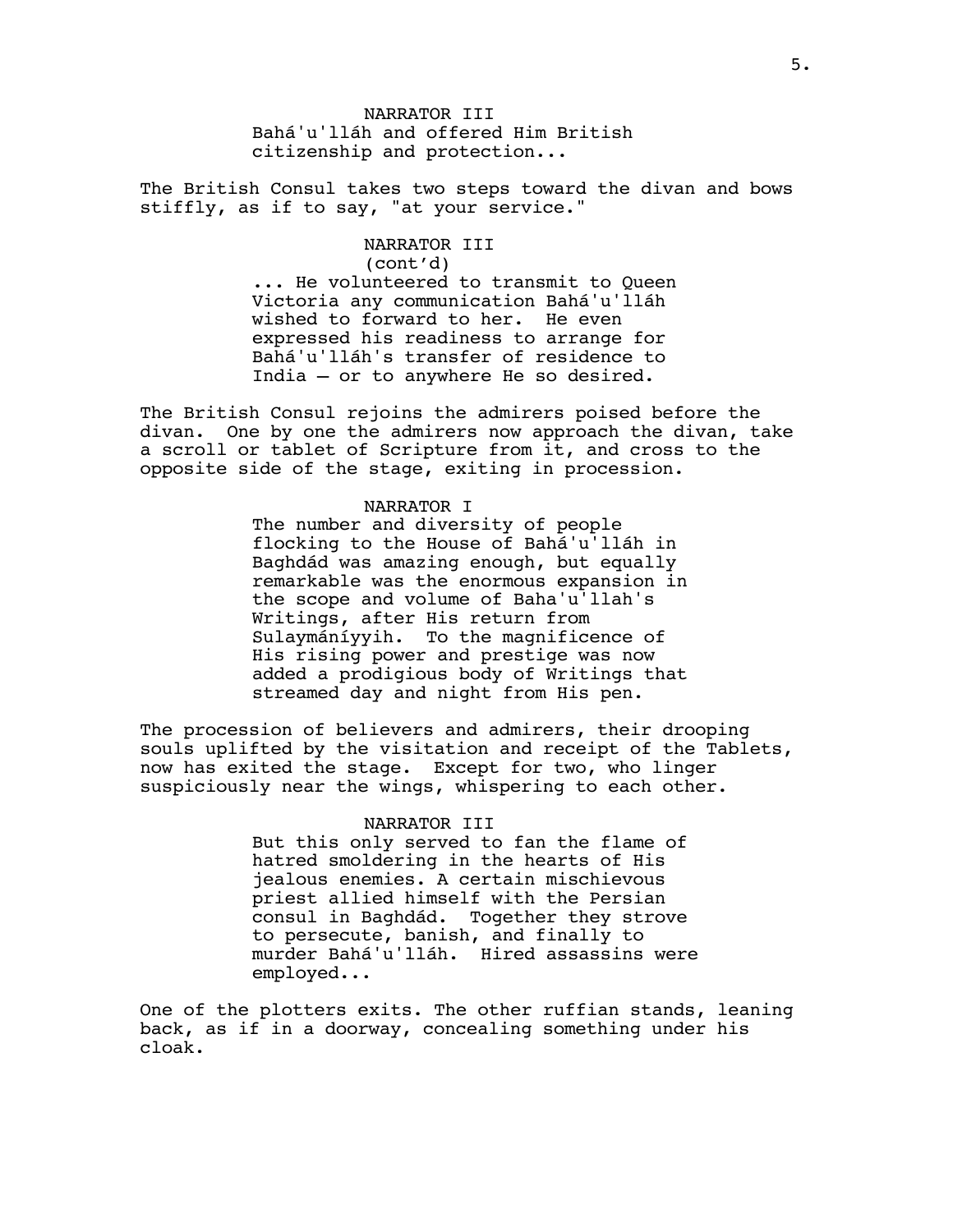NARRATOR III

Bahá'u'lláh and offered Him British citizenship and protection...

The British Consul takes two steps toward the divan and bows stiffly, as if to say, "at your service."

NARRATOR III
(cont'd)

... He volunteered to transmit to Queen Victoria any communication Bahá'u'lláh wished to forward to her. He even expressed his readiness to arrange for Bahá'u'lláh's transfer of residence to India – or to anywhere He so desired.

The British Consul rejoins the admirers poised before the divan. One by one the admirers now approach the divan, take a scroll or tablet of Scripture from it, and cross to the opposite side of the stage, exiting in procession.

NARRATOR I

The number and diversity of people flocking to the House of Bahá'u'lláh in Baghdád was amazing enough, but equally remarkable was the enormous expansion in the scope and volume of Baha'u'llah's Writings, after His return from Sulaymáníyyih. To the magnificence of His rising power and prestige was now added a prodigious body of Writings that streamed day and night from His pen.

The procession of believers and admirers, their drooping souls uplifted by the visitation and receipt of the Tablets, now has exited the stage. Except for two, who linger suspiciously near the wings, whispering to each other.

NARRATOR III

But this only served to fan the flame of hatred smoldering in the hearts of His jealous enemies. A certain mischievous priest allied himself with the Persian consul in Baghdád. Together they strove to persecute, banish, and finally to murder Bahá'u'lláh. Hired assassins were employed...

One of the plotters exits. The other ruffian stands, leaning back, as if in a doorway, concealing something under his cloak.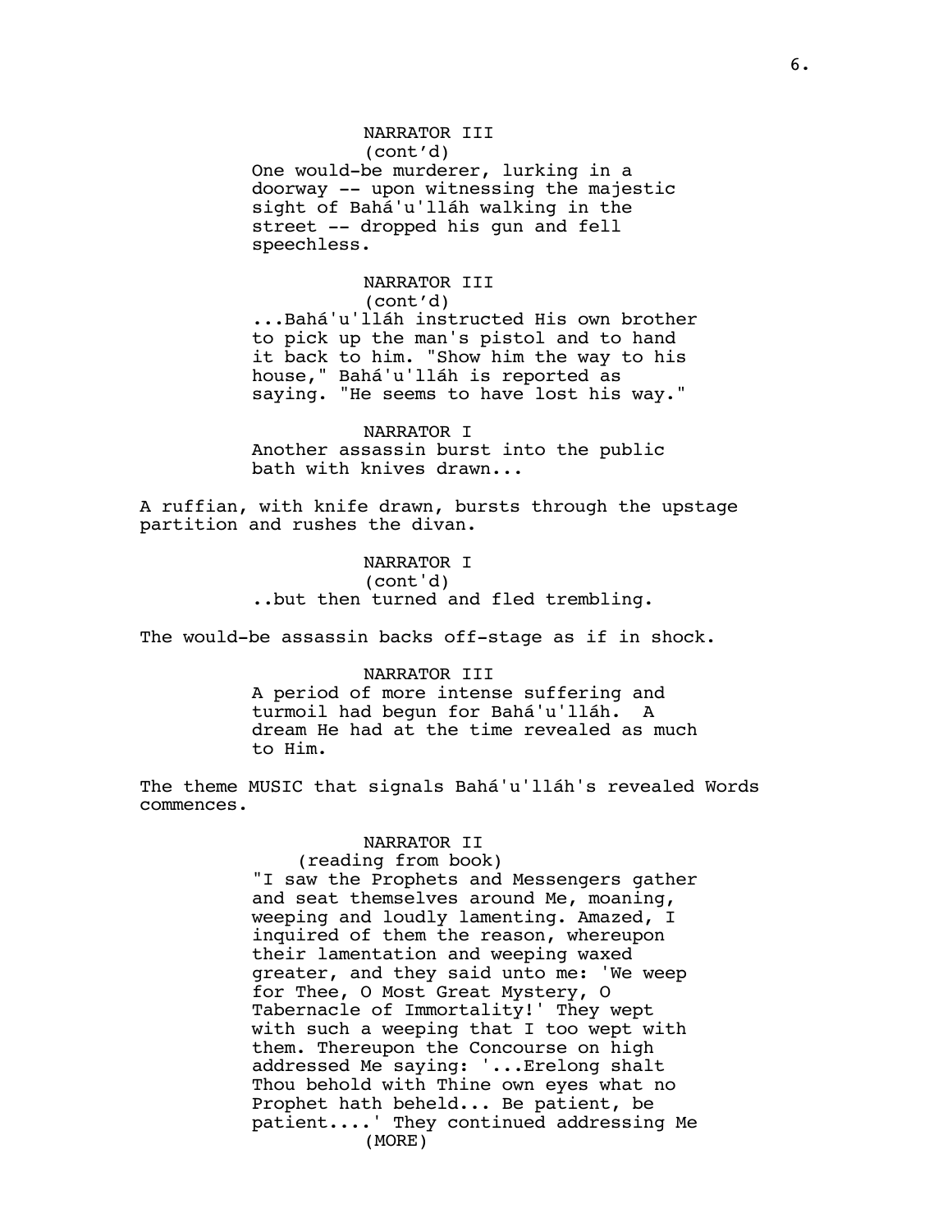NARRATOR III
(cont'd)
One would-be murderer, lurking in a doorway -- upon witnessing the majestic sight of Bahá'u'lláh walking in the street -- dropped his gun and fell speechless.

NARRATOR III
(cont'd)
...Bahá'u'lláh instructed His own brother to pick up the man's pistol and to hand it back to him. "Show him the way to his house," Bahá'u'lláh is reported as saying. "He seems to have lost his way."

NARRATOR I
Another assassin burst into the public bath with knives drawn...

A ruffian, with knife drawn, bursts through the upstage partition and rushes the divan.

NARRATOR I
(cont'd)
..but then turned and fled trembling.

The would-be assassin backs off-stage as if in shock.

NARRATOR III
A period of more intense suffering and turmoil had begun for Bahá'u'lláh. A dream He had at the time revealed as much to Him.

The theme MUSIC that signals Bahá'u'lláh's revealed Words commences.

NARRATOR II
(reading from book)
"I saw the Prophets and Messengers gather and seat themselves around Me, moaning, weeping and loudly lamenting. Amazed, I inquired of them the reason, whereupon their lamentation and weeping waxed greater, and they said unto me: 'We weep for Thee, O Most Great Mystery, O Tabernacle of Immortality!' They wept with such a weeping that I too wept with them. Thereupon the Concourse on high addressed Me saying: '...Erelong shalt Thou behold with Thine own eyes what no Prophet hath beheld... Be patient, be patient....' They continued addressing Me
(MORE)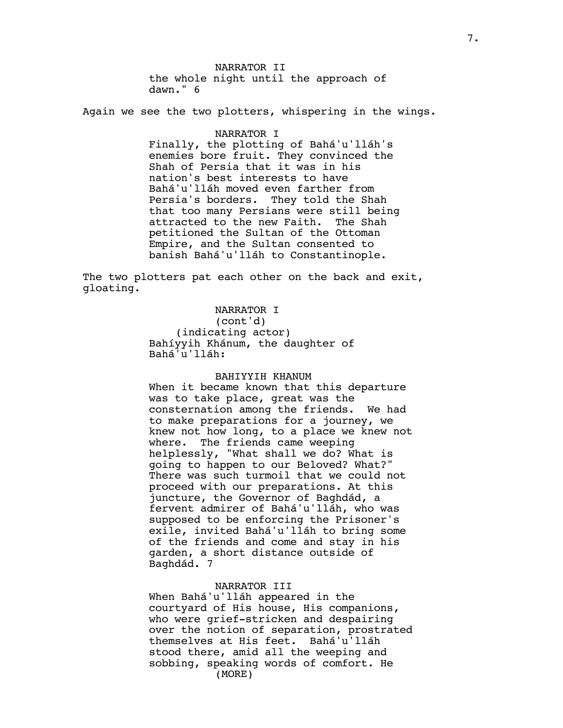NARRATOR II

the whole night until the approach of dawn." 6

Again we see the two plotters, whispering in the wings.

NARRATOR I

Finally, the plotting of Bahá'u'lláh's enemies bore fruit. They convinced the Shah of Persia that it was in his nation's best interests to have Bahá'u'lláh moved even farther from Persia's borders. They told the Shah that too many Persians were still being attracted to the new Faith. The Shah petitioned the Sultan of the Ottoman Empire, and the Sultan consented to banish Bahá'u'lláh to Constantinople.

The two plotters pat each other on the back and exit, gloating.

NARRATOR I
(cont'd)
(indicating actor)

Bahíyyih Khánum, the daughter of Bahá'u'lláh:

BAHIYYIH KHANUM

When it became known that this departure was to take place, great was the consternation among the friends. We had to make preparations for a journey, we knew not how long, to a place we knew not where. The friends came weeping helplessly, "What shall we do? What is going to happen to our Beloved? What?" There was such turmoil that we could not proceed with our preparations. At this juncture, the Governor of Baghdád, a fervent admirer of Bahá'u'lláh, who was supposed to be enforcing the Prisoner's exile, invited Bahá'u'lláh to bring some of the friends and come and stay in his garden, a short distance outside of Baghdád. 7

NARRATOR III

When Bahá'u'lláh appeared in the courtyard of His house, His companions, who were grief-stricken and despairing over the notion of separation, prostrated themselves at His feet. Bahá'u'lláh stood there, amid all the weeping and sobbing, speaking words of comfort. He

(MORE)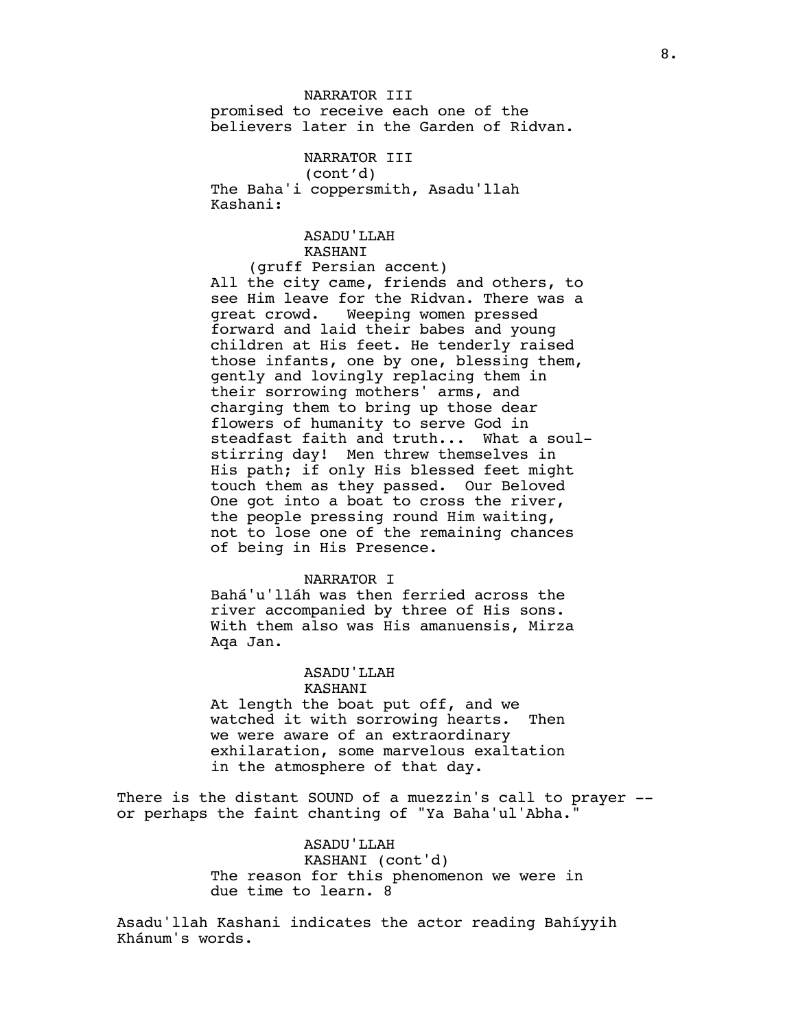NARRATOR III

promised to receive each one of the believers later in the Garden of Ridvan.

NARRATOR III
(cont'd)

The Baha'i coppersmith, Asadu'llah Kashani:

ASADU'LLAH KASHANI
(gruff Persian accent)

All the city came, friends and others, to see Him leave for the Ridvan. There was a great crowd. Weeping women pressed forward and laid their babes and young children at His feet. He tenderly raised those infants, one by one, blessing them, gently and lovingly replacing them in their sorrowing mothers' arms, and charging them to bring up those dear flowers of humanity to serve God in steadfast faith and truth... What a soul-stirring day! Men threw themselves in His path; if only His blessed feet might touch them as they passed. Our Beloved One got into a boat to cross the river, the people pressing round Him waiting, not to lose one of the remaining chances of being in His Presence.

NARRATOR I

Bahá'u'lláh was then ferried across the river accompanied by three of His sons. With them also was His amanuensis, Mirza Aqa Jan.

ASADU'LLAH KASHANI

At length the boat put off, and we watched it with sorrowing hearts. Then we were aware of an extraordinary exhilaration, some marvelous exaltation in the atmosphere of that day.

There is the distant SOUND of a muezzin's call to prayer -- or perhaps the faint chanting of "Ya Baha'ul'Abha."

ASADU'LLAH KASHANI (cont'd)

The reason for this phenomenon we were in due time to learn. 8

Asadu'llah Kashani indicates the actor reading Bahíyyih Khánum's words.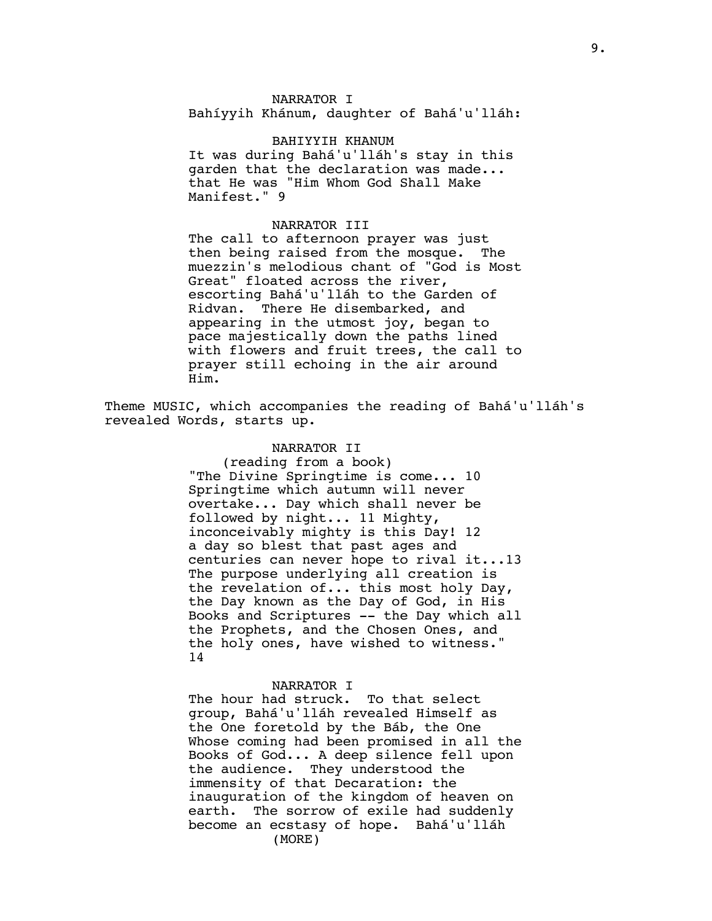NARRATOR I

Bahíyyih Khánum, daughter of Bahá'u'lláh:

BAHIYYIH KHANUM

It was during Bahá'u'lláh's stay in this garden that the declaration was made... that He was "Him Whom God Shall Make Manifest." 9

NARRATOR III

The call to afternoon prayer was just then being raised from the mosque. The muezzin's melodious chant of "God is Most Great" floated across the river, escorting Bahá'u'lláh to the Garden of Ridvan. There He disembarked, and appearing in the utmost joy, began to pace majestically down the paths lined with flowers and fruit trees, the call to prayer still echoing in the air around Him.

Theme MUSIC, which accompanies the reading of Bahá'u'lláh's revealed Words, starts up.

NARRATOR II

(reading from a book)

"The Divine Springtime is come... 10 Springtime which autumn will never overtake... Day which shall never be followed by night... 11 Mighty, inconceivably mighty is this Day! 12 a day so blest that past ages and centuries can never hope to rival it...13 The purpose underlying all creation is the revelation of... this most holy Day, the Day known as the Day of God, in His Books and Scriptures -- the Day which all the Prophets, and the Chosen Ones, and the holy ones, have wished to witness." 14

NARRATOR I

The hour had struck. To that select group, Bahá'u'lláh revealed Himself as the One foretold by the Báb, the One Whose coming had been promised in all the Books of God... A deep silence fell upon the audience. They understood the immensity of that Decaration: the inauguration of the kingdom of heaven on earth. The sorrow of exile had suddenly become an ecstasy of hope. Bahá'u'lláh

(MORE)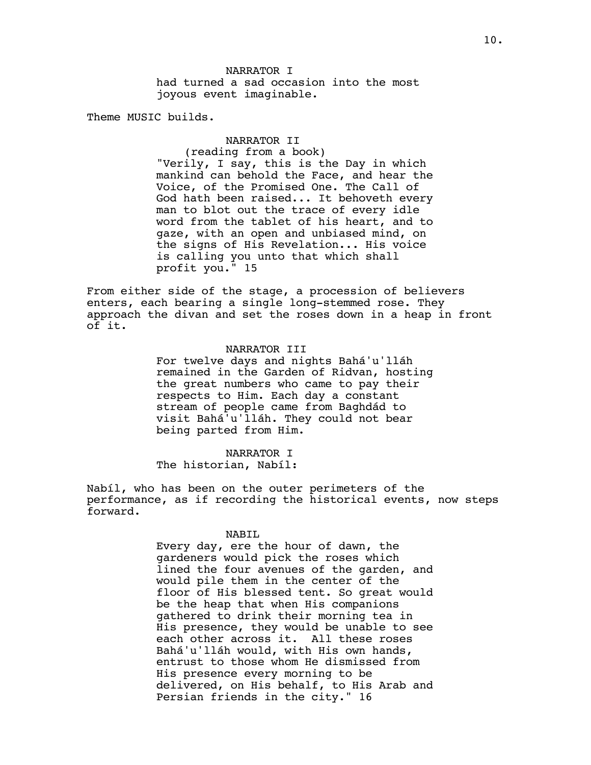NARRATOR I

had turned a sad occasion into the most joyous event imaginable.

Theme MUSIC builds.

NARRATOR II

(reading from a book)

"Verily, I say, this is the Day in which mankind can behold the Face, and hear the Voice, of the Promised One. The Call of God hath been raised... It behoveth every man to blot out the trace of every idle word from the tablet of his heart, and to gaze, with an open and unbiased mind, on the signs of His Revelation... His voice is calling you unto that which shall profit you." 15

From either side of the stage, a procession of believers enters, each bearing a single long-stemmed rose. They approach the divan and set the roses down in a heap in front of it.

NARRATOR III

For twelve days and nights Bahá'u'lláh remained in the Garden of Ridvan, hosting the great numbers who came to pay their respects to Him. Each day a constant stream of people came from Baghdád to visit Bahá'u'lláh. They could not bear being parted from Him.

NARRATOR I

The historian, Nabíl:

Nabíl, who has been on the outer perimeters of the performance, as if recording the historical events, now steps forward.

NABIL

Every day, ere the hour of dawn, the gardeners would pick the roses which lined the four avenues of the garden, and would pile them in the center of the floor of His blessed tent. So great would be the heap that when His companions gathered to drink their morning tea in His presence, they would be unable to see each other across it. All these roses Bahá'u'lláh would, with His own hands, entrust to those whom He dismissed from His presence every morning to be delivered, on His behalf, to His Arab and Persian friends in the city." 16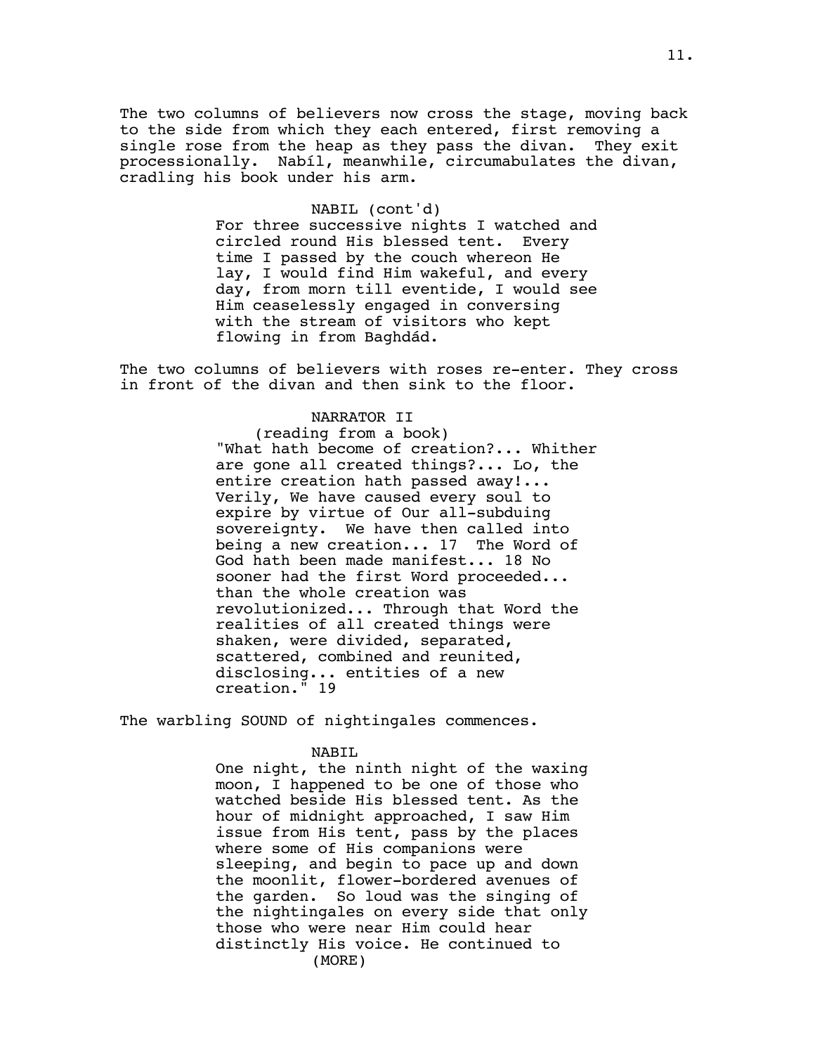The two columns of believers now cross the stage, moving back to the side from which they each entered, first removing a single rose from the heap as they pass the divan. They exit processionally. Nabíl, meanwhile, circumabulates the divan, cradling his book under his arm.

NABIL (cont'd)

For three successive nights I watched and circled round His blessed tent. Every time I passed by the couch whereon He lay, I would find Him wakeful, and every day, from morn till eventide, I would see Him ceaselessly engaged in conversing with the stream of visitors who kept flowing in from Baghdád.

The two columns of believers with roses re-enter. They cross in front of the divan and then sink to the floor.

NARRATOR II

(reading from a book)

"What hath become of creation?... Whither are gone all created things?... Lo, the entire creation hath passed away!... Verily, We have caused every soul to expire by virtue of Our all-subduing sovereignty. We have then called into being a new creation... 17 The Word of God hath been made manifest... 18 No sooner had the first Word proceeded... than the whole creation was revolutionized... Through that Word the realities of all created things were shaken, were divided, separated, scattered, combined and reunited, disclosing... entities of a new creation." 19

The warbling SOUND of nightingales commences.

NABIL

One night, the ninth night of the waxing moon, I happened to be one of those who watched beside His blessed tent. As the hour of midnight approached, I saw Him issue from His tent, pass by the places where some of His companions were sleeping, and begin to pace up and down the moonlit, flower-bordered avenues of the garden. So loud was the singing of the nightingales on every side that only those who were near Him could hear distinctly His voice. He continued to

(MORE)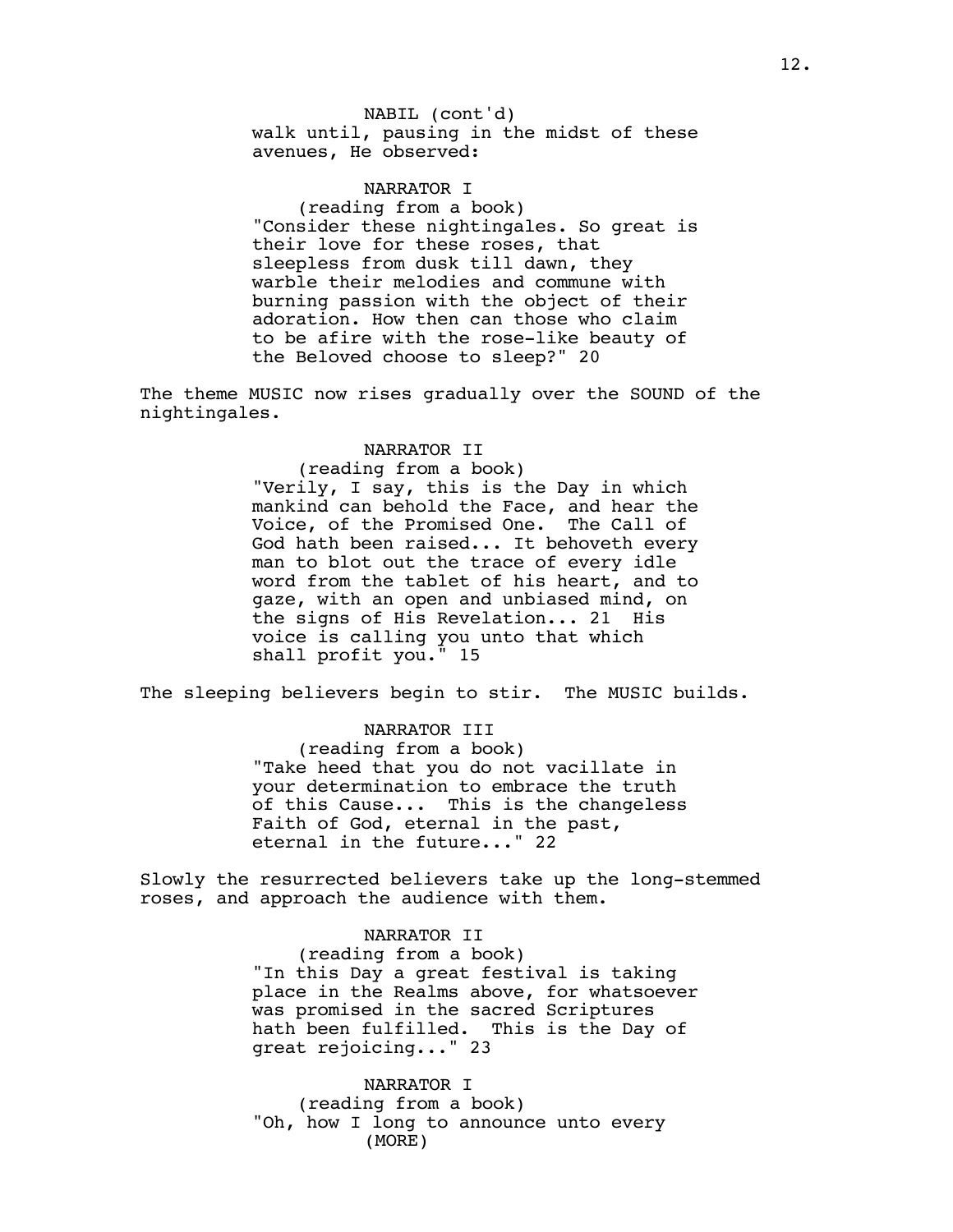NABIL (cont'd)
walk until, pausing in the midst of these avenues, He observed:

NARRATOR I
(reading from a book)
"Consider these nightingales. So great is their love for these roses, that sleepless from dusk till dawn, they warble their melodies and commune with burning passion with the object of their adoration. How then can those who claim to be afire with the rose-like beauty of the Beloved choose to sleep?" 20

The theme MUSIC now rises gradually over the SOUND of the nightingales.

NARRATOR II
(reading from a book)
"Verily, I say, this is the Day in which mankind can behold the Face, and hear the Voice, of the Promised One. The Call of God hath been raised... It behoveth every man to blot out the trace of every idle word from the tablet of his heart, and to gaze, with an open and unbiased mind, on the signs of His Revelation... 21 His voice is calling you unto that which shall profit you." 15

The sleeping believers begin to stir. The MUSIC builds.

NARRATOR III
(reading from a book)
"Take heed that you do not vacillate in your determination to embrace the truth of this Cause... This is the changeless Faith of God, eternal in the past, eternal in the future..." 22

Slowly the resurrected believers take up the long-stemmed roses, and approach the audience with them.

NARRATOR II
(reading from a book)
"In this Day a great festival is taking place in the Realms above, for whatsoever was promised in the sacred Scriptures hath been fulfilled. This is the Day of great rejoicing..." 23

NARRATOR I
(reading from a book)
"Oh, how I long to announce unto every
(MORE)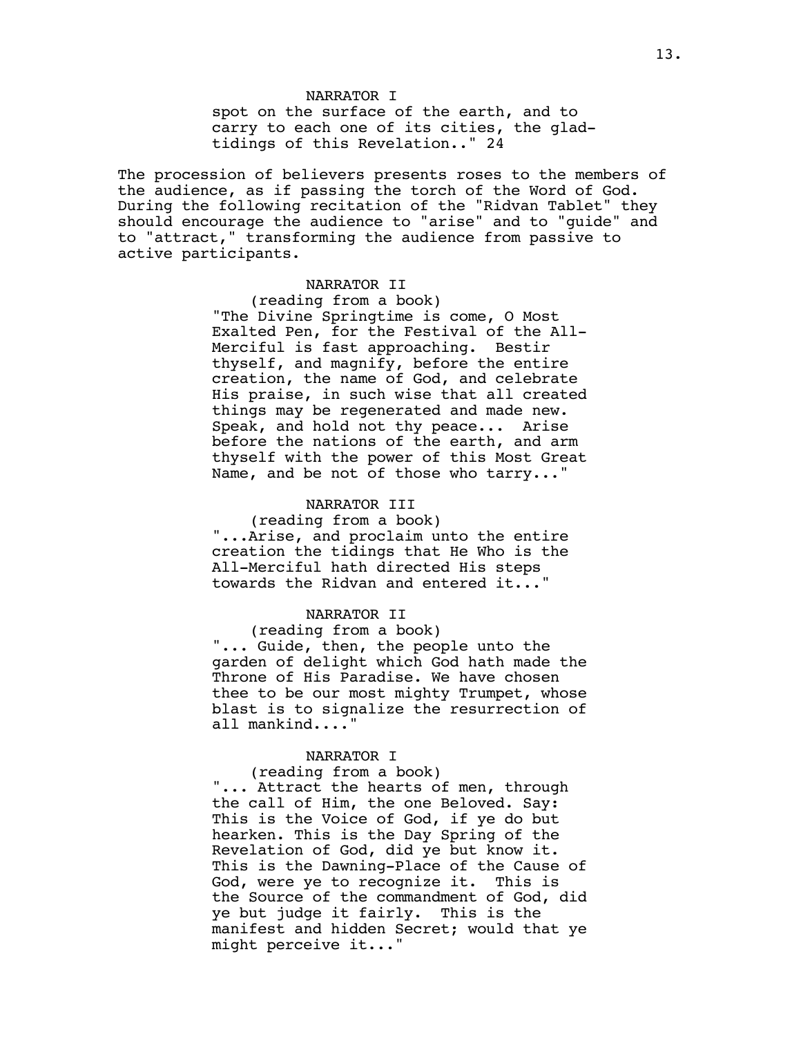NARRATOR I

spot on the surface of the earth, and to carry to each one of its cities, the glad-tidings of this Revelation.." 24

The procession of believers presents roses to the members of the audience, as if passing the torch of the Word of God. During the following recitation of the "Ridvan Tablet" they should encourage the audience to "arise" and to "guide" and to "attract," transforming the audience from passive to active participants.

NARRATOR II

(reading from a book)

"The Divine Springtime is come, O Most Exalted Pen, for the Festival of the All-Merciful is fast approaching. Bestir thyself, and magnify, before the entire creation, the name of God, and celebrate His praise, in such wise that all created things may be regenerated and made new. Speak, and hold not thy peace... Arise before the nations of the earth, and arm thyself with the power of this Most Great Name, and be not of those who tarry..."

NARRATOR III

(reading from a book)

"...Arise, and proclaim unto the entire creation the tidings that He Who is the All-Merciful hath directed His steps towards the Ridvan and entered it..."

NARRATOR II

(reading from a book)

"... Guide, then, the people unto the garden of delight which God hath made the Throne of His Paradise. We have chosen thee to be our most mighty Trumpet, whose blast is to signalize the resurrection of all mankind...."

NARRATOR I

(reading from a book)

"... Attract the hearts of men, through the call of Him, the one Beloved. Say: This is the Voice of God, if ye do but hearken. This is the Day Spring of the Revelation of God, did ye but know it. This is the Dawning-Place of the Cause of God, were ye to recognize it. This is the Source of the commandment of God, did ye but judge it fairly. This is the manifest and hidden Secret; would that ye might perceive it..."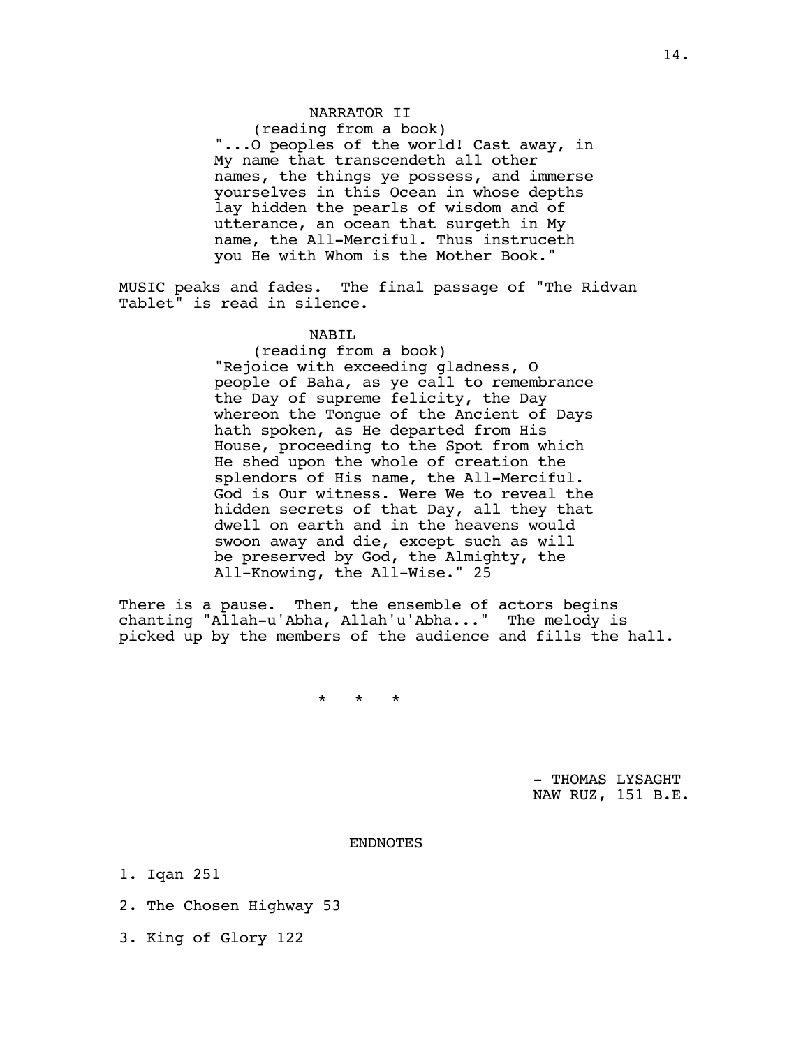NARRATOR II

(reading from a book)

"...O peoples of the world! Cast away, in My name that transcendeth all other names, the things ye possess, and immerse yourselves in this Ocean in whose depths lay hidden the pearls of wisdom and of utterance, an ocean that surgeth in My name, the All-Merciful. Thus instructeth you He with Whom is the Mother Book."

MUSIC peaks and fades. The final passage of "The Ridvan Tablet" is read in silence.

NABIL

(reading from a book)

"Rejoice with exceeding gladness, O people of Baha, as ye call to remembrance the Day of supreme felicity, the Day whereon the Tongue of the Ancient of Days hath spoken, as He departed from His House, proceeding to the Spot from which He shed upon the whole of creation the splendors of His name, the All-Merciful. God is Our witness. Were We to reveal the hidden secrets of that Day, all they that dwell on earth and in the heavens would swoon away and die, except such as will be preserved by God, the Almighty, the All-Knowing, the All-Wise." 25

There is a pause. Then, the ensemble of actors begins chanting "Allah-u'Abha, Allah'u'Abha..." The melody is picked up by the members of the audience and fills the hall.

\* \* \*

\- THOMAS LYSAGHT
NAW RUZ, 151 B.E.

ENDNOTES

1. Iqan 251

2. The Chosen Highway 53

3. King of Glory 122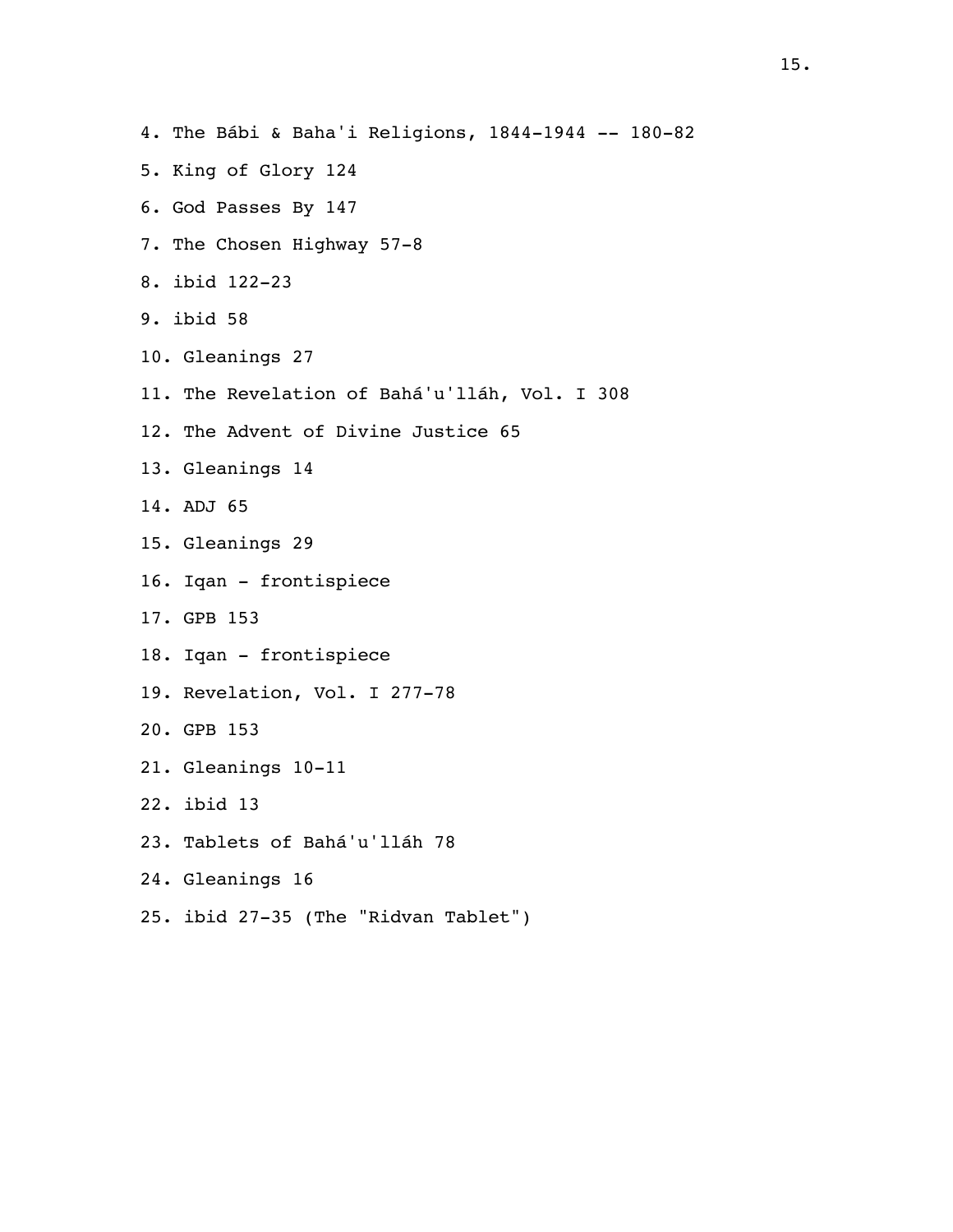4. The Bábi & Baha'i Religions, 1844-1944 -- 180-82
5. King of Glory 124
6. God Passes By 147
7. The Chosen Highway 57-8
8. ibid 122-23
9. ibid 58
10. Gleanings 27
11. The Revelation of Bahá'u'lláh, Vol. I 308
12. The Advent of Divine Justice 65
13. Gleanings 14
14. ADJ 65
15. Gleanings 29
16. Iqan - frontispiece
17. GPB 153
18. Iqan - frontispiece
19. Revelation, Vol. I 277-78
20. GPB 153
21. Gleanings 10-11
22. ibid 13
23. Tablets of Bahá'u'lláh 78
24. Gleanings 16
25. ibid 27-35 (The "Ridvan Tablet")